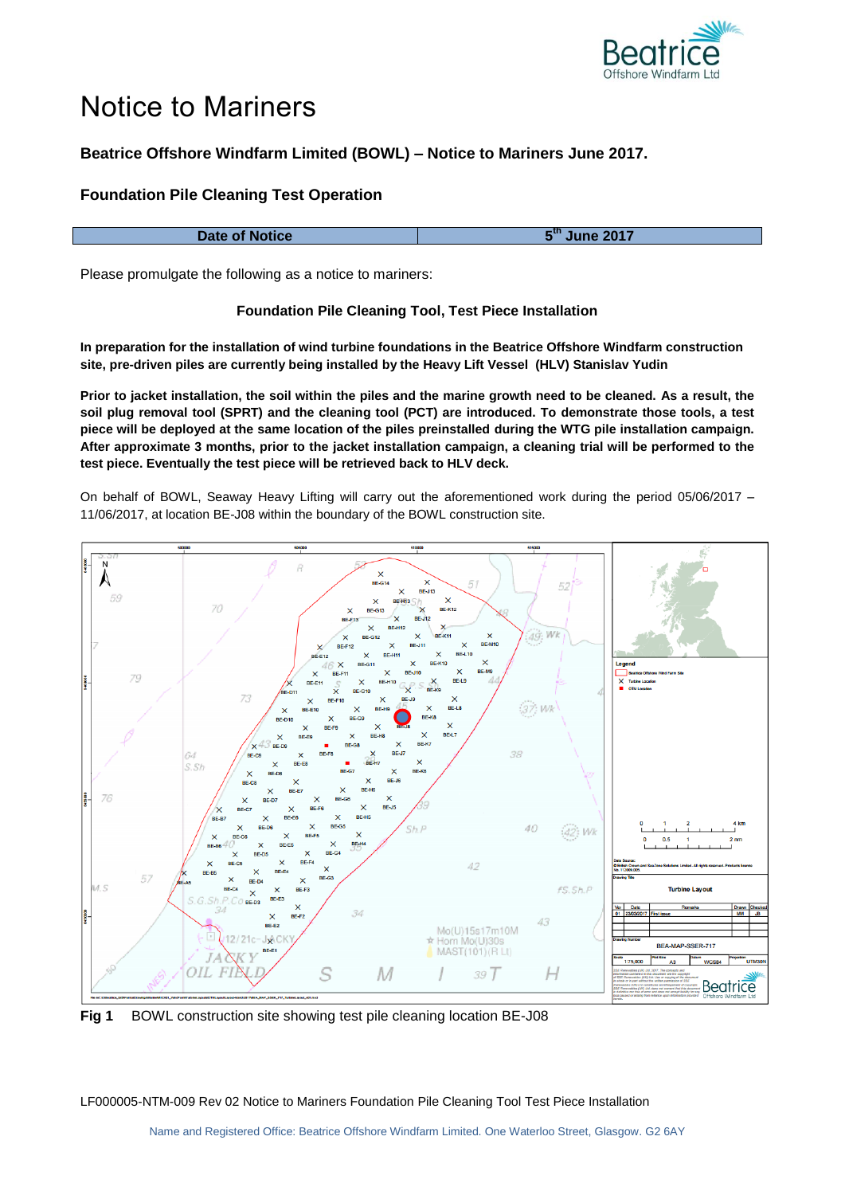# Notice to Mariners

### Beatrice Offshore Windfarm Limited (BOWL) – Notice to Mariners June 2017.

### Foundation Pile Cleaning Test Operation

| Date of Notice | 5th June 2017 |
|---|---|

Please promulgate the following as a notice to mariners:

**Foundation Pile Cleaning Tool, Test Piece Installation**

**In preparation for the installation of wind turbine foundations in the Beatrice Offshore Windfarm construction site, pre-driven piles are currently being installed by the Heavy Lift Vessel (HLV) Stanislav Yudin**

**Prior to jacket installation, the soil within the piles and the marine growth need to be cleaned. As a result, the soil plug removal tool (SPRT) and the cleaning tool (PCT) are introduced. To demonstrate those tools, a test piece will be deployed at the same location of the piles preinstalled during the WTG pile installation campaign. After approximate 3 months, prior to the jacket installation campaign, a cleaning trial will be performed to the test piece. Eventually the test piece will be retrieved back to HLV deck.**

On behalf of BOWL, Seaway Heavy Lifting will carry out the aforementioned work during the period 05/06/2017 – 11/06/2017, at location BE-J08 within the boundary of the BOWL construction site.

**Fig 1** BOWL construction site showing test pile cleaning location BE-J08

LF000005-NTM-009 Rev 02 Notice to Mariners Foundation Pile Cleaning Tool Test Piece Installation

Name and Registered Office: Beatrice Offshore Windfarm Limited. One Waterloo Street, Glasgow. G2 6AY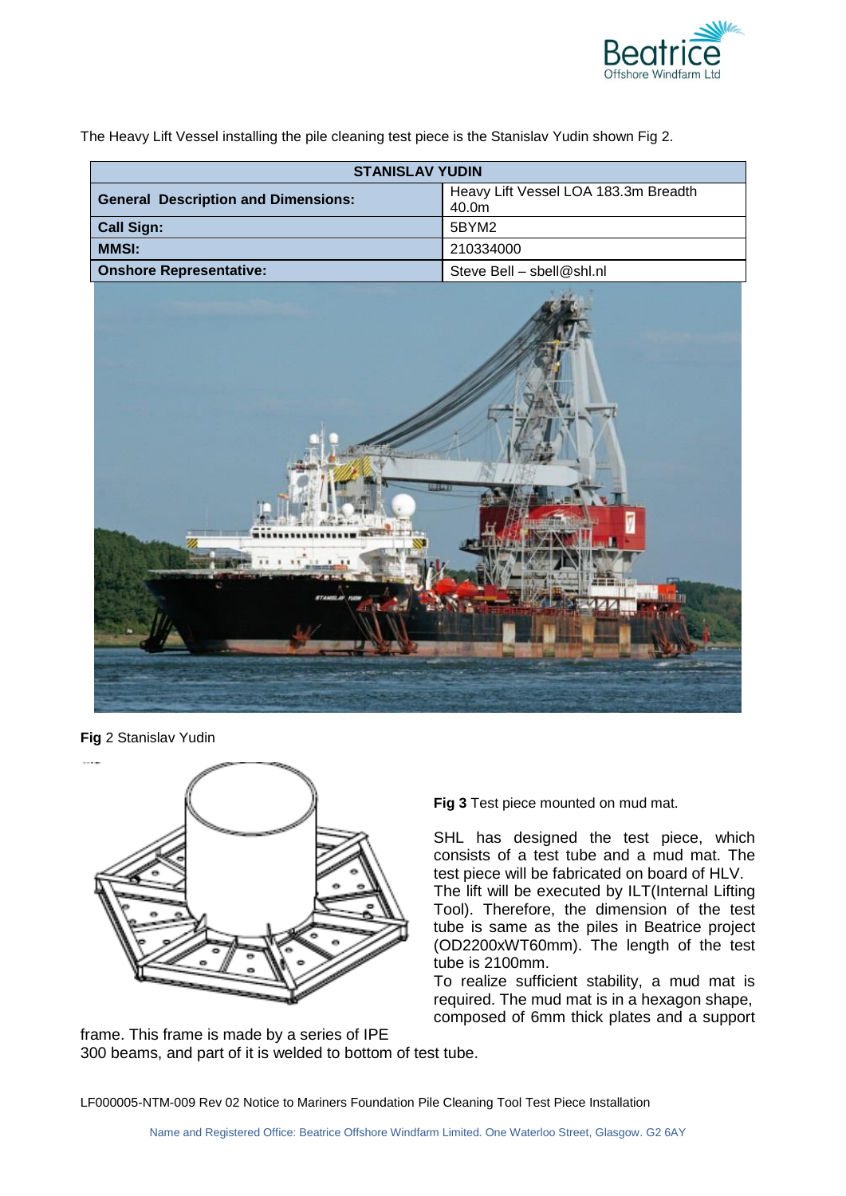The Heavy Lift Vessel installing the pile cleaning test piece is the Stanislav Yudin shown Fig 2.

| STANISLAV YUDIN | |
|---|---|
| **General Description and Dimensions:** | Heavy Lift Vessel LOA 183.3m Breadth 40.0m |
| **Call Sign:** | 5BYM2 |
| **MMSI:** | 210334000 |
| **Onshore Representative:** | Steve Bell – sbell@shl.nl |

**Fig** 2 Stanislav Yudin

**Fig 3** Test piece mounted on mud mat.

SHL has designed the test piece, which consists of a test tube and a mud mat. The test piece will be fabricated on board of HLV.
The lift will be executed by ILT(Internal Lifting Tool). Therefore, the dimension of the test tube is same as the piles in Beatrice project (OD2200xWT60mm). The length of the test tube is 2100mm.
To realize sufficient stability, a mud mat is required. The mud mat is in a hexagon shape, composed of 6mm thick plates and a support frame. This frame is made by a series of IPE 300 beams, and part of it is welded to bottom of test tube.

LF000005-NTM-009 Rev 02 Notice to Mariners Foundation Pile Cleaning Tool Test Piece Installation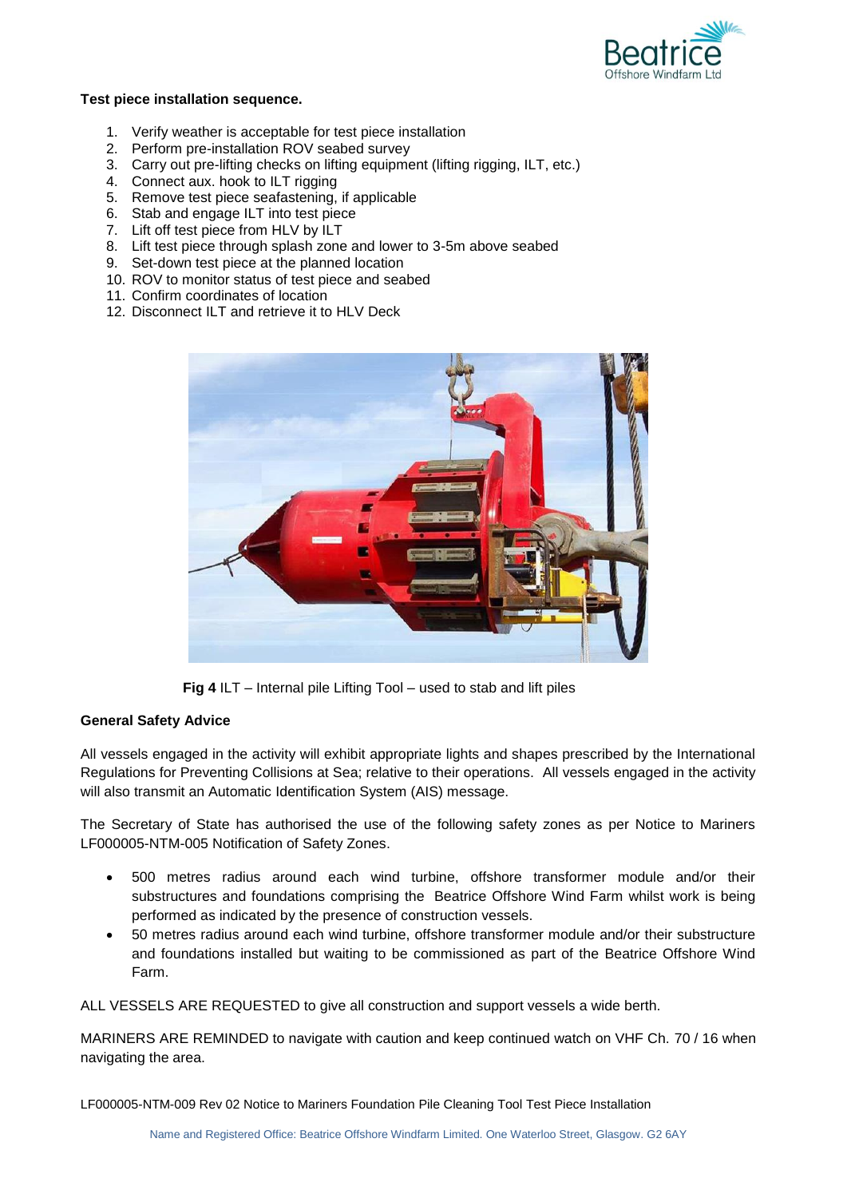**Test piece installation sequence.**

1. Verify weather is acceptable for test piece installation
2. Perform pre-installation ROV seabed survey
3. Carry out pre-lifting checks on lifting equipment (lifting rigging, ILT, etc.)
4. Connect aux. hook to ILT rigging
5. Remove test piece seafastening, if applicable
6. Stab and engage ILT into test piece
7. Lift off test piece from HLV by ILT
8. Lift test piece through splash zone and lower to 3-5m above seabed
9. Set-down test piece at the planned location
10. ROV to monitor status of test piece and seabed
11. Confirm coordinates of location
12. Disconnect ILT and retrieve it to HLV Deck

**Fig 4** ILT – Internal pile Lifting Tool – used to stab and lift piles

**General Safety Advice**

All vessels engaged in the activity will exhibit appropriate lights and shapes prescribed by the International Regulations for Preventing Collisions at Sea; relative to their operations. All vessels engaged in the activity will also transmit an Automatic Identification System (AIS) message.

The Secretary of State has authorised the use of the following safety zones as per Notice to Mariners LF000005-NTM-005 Notification of Safety Zones.

- 500 metres radius around each wind turbine, offshore transformer module and/or their substructures and foundations comprising the Beatrice Offshore Wind Farm whilst work is being performed as indicated by the presence of construction vessels.
- 50 metres radius around each wind turbine, offshore transformer module and/or their substructure and foundations installed but waiting to be commissioned as part of the Beatrice Offshore Wind Farm.

ALL VESSELS ARE REQUESTED to give all construction and support vessels a wide berth.

MARINERS ARE REMINDED to navigate with caution and keep continued watch on VHF Ch. 70 / 16 when navigating the area.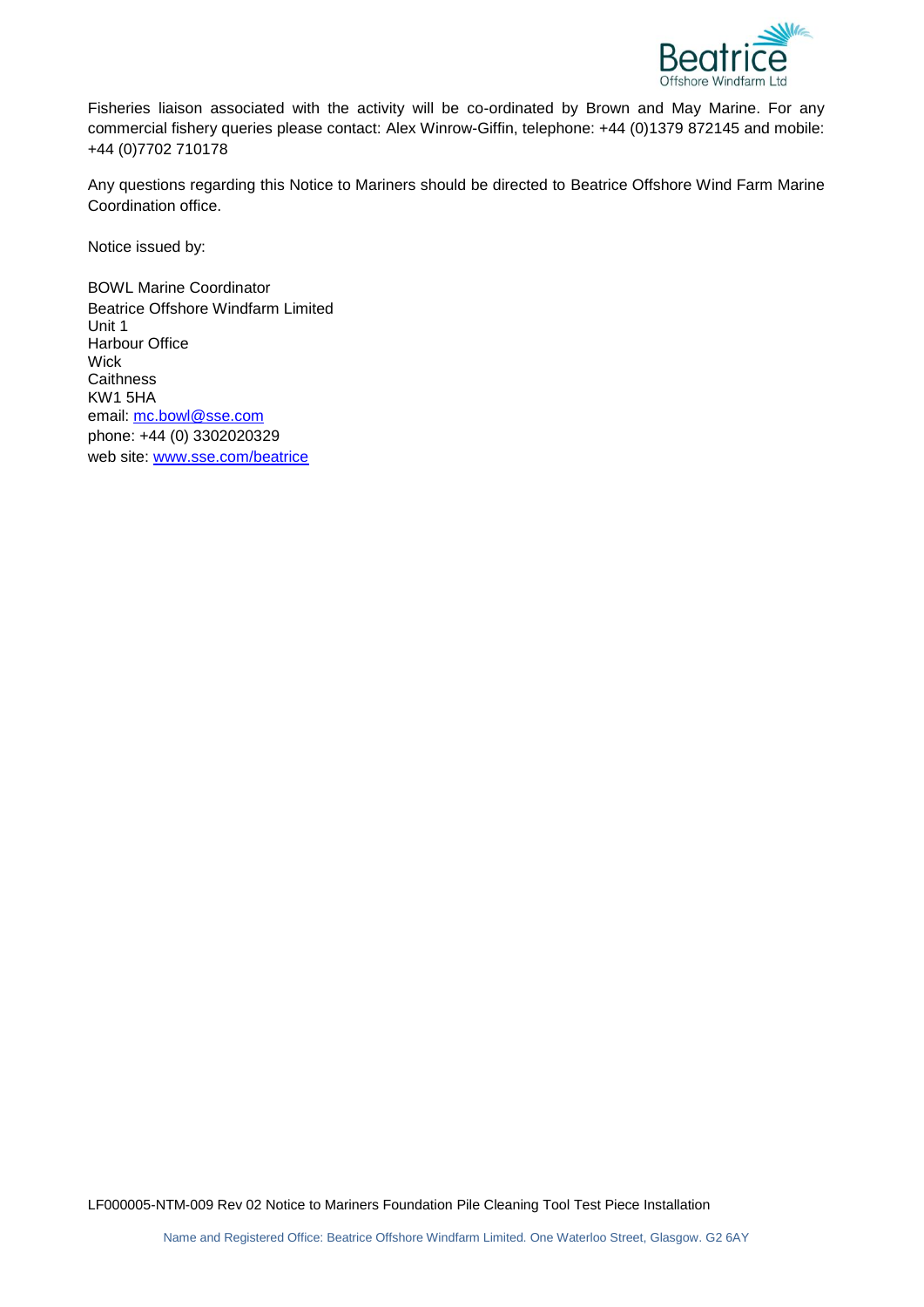Fisheries liaison associated with the activity will be co-ordinated by Brown and May Marine. For any commercial fishery queries please contact: Alex Winrow-Giffin, telephone: +44 (0)1379 872145 and mobile: +44 (0)7702 710178

Any questions regarding this Notice to Mariners should be directed to Beatrice Offshore Wind Farm Marine Coordination office.

Notice issued by:

BOWL Marine Coordinator  
Beatrice Offshore Windfarm Limited  
Unit 1  
Harbour Office  
Wick  
Caithness  
KW1 5HA  
email: mc.bowl@sse.com  
phone: +44 (0) 3302020329  
web site: www.sse.com/beatrice